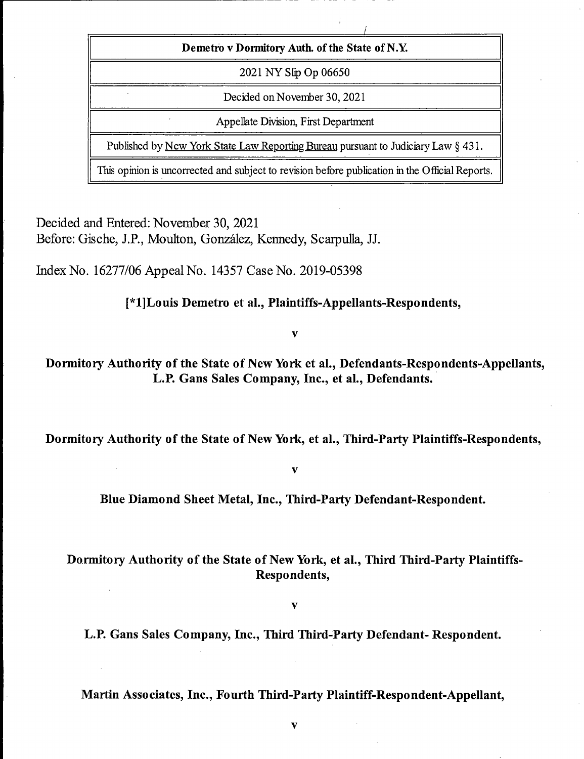| Demetro v Dormitory Auth. of the State of N.Y. |
|---|
| 2021 NY Slip Op 06650 |
| Decided on November 30, 2021 |
| Appellate Division, First Department |
| Published by New York State Law Reporting Bureau pursuant to Judiciary Law § 431. |
| This opinion is uncorrected and subject to revision before publication in the Official Reports. |

Decided and Entered: November 30, 2021
Before: Gische, J.P., Moulton, González, Kennedy, Scarpulla, JJ.

Index No. 16277/06 Appeal No. 14357 Case No. 2019-05398

**[*1]Louis Demetro et al., Plaintiffs-Appellants-Respondents,**

**v**

**Dormitory Authority of the State of New York et al., Defendants-Respondents-Appellants, L.P. Gans Sales Company, Inc., et al., Defendants.**

**Dormitory Authority of the State of New York, et al., Third-Party Plaintiffs-Respondents,**

**v**

**Blue Diamond Sheet Metal, Inc., Third-Party Defendant-Respondent.**

**Dormitory Authority of the State of New York, et al., Third Third-Party Plaintiffs-Respondents,**

**v**

**L.P. Gans Sales Company, Inc., Third Third-Party Defendant- Respondent.**

**Martin Associates, Inc., Fourth Third-Party Plaintiff-Respondent-Appellant,**

**v**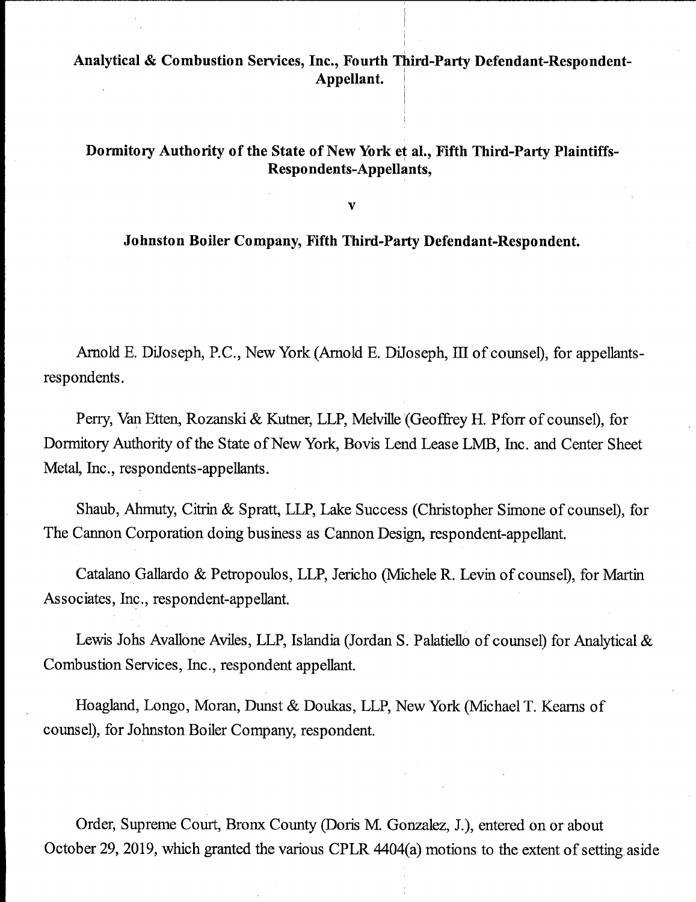**Analytical & Combustion Services, Inc., Fourth Third-Party Defendant-Respondent-Appellant.**

**Dormitory Authority of the State of New York et al., Fifth Third-Party Plaintiffs-Respondents-Appellants,**

**v**

**Johnston Boiler Company, Fifth Third-Party Defendant-Respondent.**

Arnold E. DiJoseph, P.C., New York (Arnold E. DiJoseph, III of counsel), for appellants-respondents.

Perry, Van Etten, Rozanski & Kutner, LLP, Melville (Geoffrey H. Pforr of counsel), for Dormitory Authority of the State of New York, Bovis Lend Lease LMB, Inc. and Center Sheet Metal, Inc., respondents-appellants.

Shaub, Ahmuty, Citrin & Spratt, LLP, Lake Success (Christopher Simone of counsel), for The Cannon Corporation doing business as Cannon Design, respondent-appellant.

Catalano Gallardo & Petropoulos, LLP, Jericho (Michele R. Levin of counsel), for Martin Associates, Inc., respondent-appellant.

Lewis Johs Avallone Aviles, LLP, Islandia (Jordan S. Palatiello of counsel) for Analytical & Combustion Services, Inc., respondent appellant.

Hoagland, Longo, Moran, Dunst & Doukas, LLP, New York (Michael T. Kearns of counsel), for Johnston Boiler Company, respondent.

Order, Supreme Court, Bronx County (Doris M. Gonzalez, J.), entered on or about October 29, 2019, which granted the various CPLR 4404(a) motions to the extent of setting aside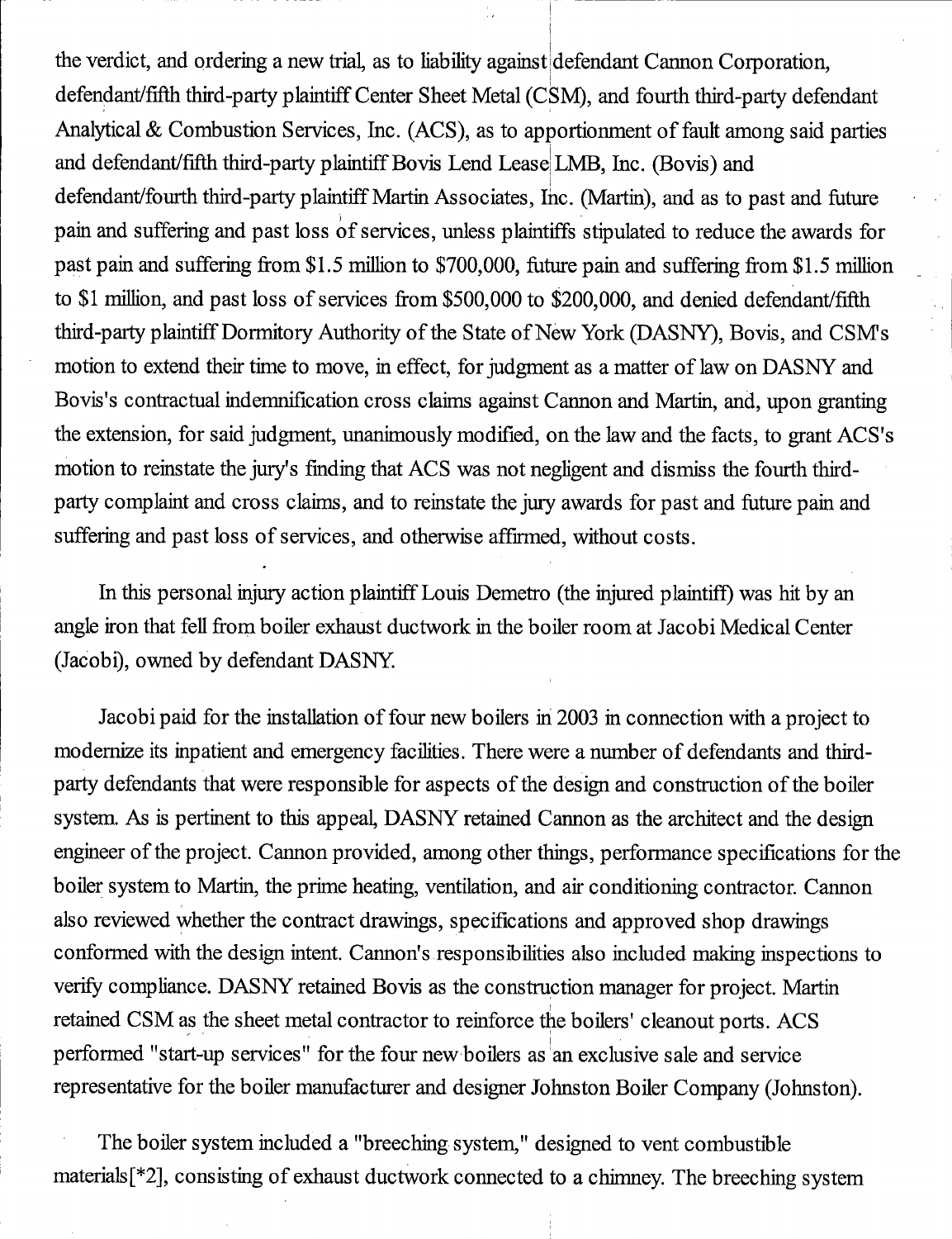the verdict, and ordering a new trial, as to liability against defendant Cannon Corporation, defendant/fifth third-party plaintiff Center Sheet Metal (CSM), and fourth third-party defendant Analytical & Combustion Services, Inc. (ACS), as to apportionment of fault among said parties and defendant/fifth third-party plaintiff Bovis Lend Lease LMB, Inc. (Bovis) and defendant/fourth third-party plaintiff Martin Associates, Inc. (Martin), and as to past and future pain and suffering and past loss of services, unless plaintiffs stipulated to reduce the awards for past pain and suffering from $1.5 million to $700,000, future pain and suffering from $1.5 million to $1 million, and past loss of services from $500,000 to $200,000, and denied defendant/fifth third-party plaintiff Dormitory Authority of the State of New York (DASNY), Bovis, and CSM's motion to extend their time to move, in effect, for judgment as a matter of law on DASNY and Bovis's contractual indemnification cross claims against Cannon and Martin, and, upon granting the extension, for said judgment, unanimously modified, on the law and the facts, to grant ACS's motion to reinstate the jury's finding that ACS was not negligent and dismiss the fourth third-party complaint and cross claims, and to reinstate the jury awards for past and future pain and suffering and past loss of services, and otherwise affirmed, without costs.

In this personal injury action plaintiff Louis Demetro (the injured plaintiff) was hit by an angle iron that fell from boiler exhaust ductwork in the boiler room at Jacobi Medical Center (Jacobi), owned by defendant DASNY.

Jacobi paid for the installation of four new boilers in 2003 in connection with a project to modernize its inpatient and emergency facilities. There were a number of defendants and third-party defendants that were responsible for aspects of the design and construction of the boiler system. As is pertinent to this appeal, DASNY retained Cannon as the architect and the design engineer of the project. Cannon provided, among other things, performance specifications for the boiler system to Martin, the prime heating, ventilation, and air conditioning contractor. Cannon also reviewed whether the contract drawings, specifications and approved shop drawings conformed with the design intent. Cannon's responsibilities also included making inspections to verify compliance. DASNY retained Bovis as the construction manager for project. Martin retained CSM as the sheet metal contractor to reinforce the boilers' cleanout ports. ACS performed "start-up services" for the four new boilers as an exclusive sale and service representative for the boiler manufacturer and designer Johnston Boiler Company (Johnston).

The boiler system included a "breeching system," designed to vent combustible materials[*2], consisting of exhaust ductwork connected to a chimney. The breeching system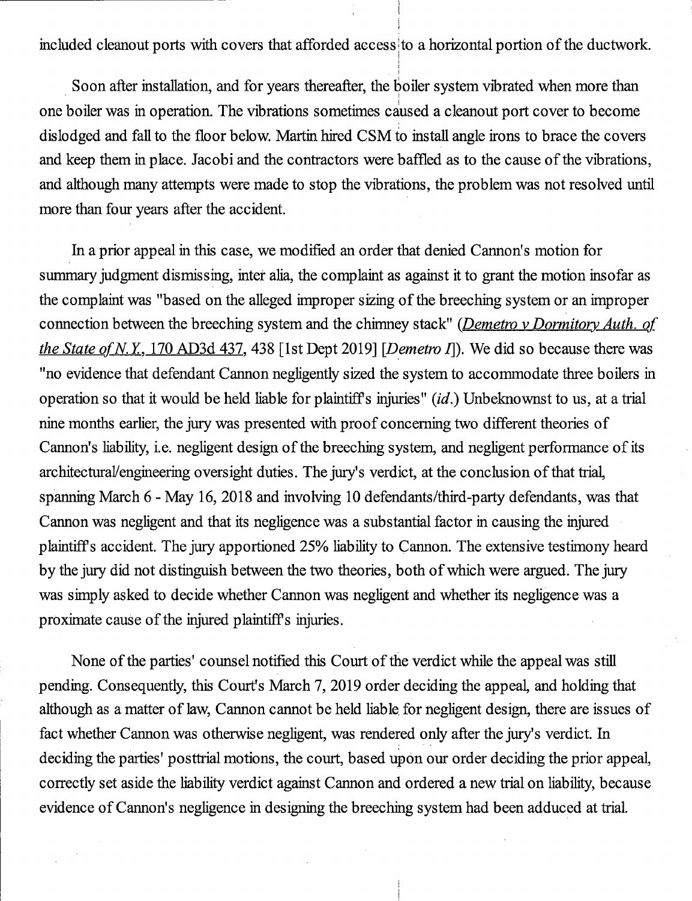included cleanout ports with covers that afforded access to a horizontal portion of the ductwork.

Soon after installation, and for years thereafter, the boiler system vibrated when more than one boiler was in operation. The vibrations sometimes caused a cleanout port cover to become dislodged and fall to the floor below. Martin hired CSM to install angle irons to brace the covers and keep them in place. Jacobi and the contractors were baffled as to the cause of the vibrations, and although many attempts were made to stop the vibrations, the problem was not resolved until more than four years after the accident.

In a prior appeal in this case, we modified an order that denied Cannon's motion for summary judgment dismissing, inter alia, the complaint as against it to grant the motion insofar as the complaint was "based on the alleged improper sizing of the breeching system or an improper connection between the breeching system and the chimney stack" (*Demetro v Dormitory Auth. of the State of N.Y.*, 170 AD3d 437, 438 [1st Dept 2019] [*Demetro I*]). We did so because there was "no evidence that defendant Cannon negligently sized the system to accommodate three boilers in operation so that it would be held liable for plaintiff's injuries" (*id.*) Unbeknownst to us, at a trial nine months earlier, the jury was presented with proof concerning two different theories of Cannon's liability, i.e. negligent design of the breeching system, and negligent performance of its architectural/engineering oversight duties. The jury's verdict, at the conclusion of that trial, spanning March 6 - May 16, 2018 and involving 10 defendants/third-party defendants, was that Cannon was negligent and that its negligence was a substantial factor in causing the injured plaintiff's accident. The jury apportioned 25% liability to Cannon. The extensive testimony heard by the jury did not distinguish between the two theories, both of which were argued. The jury was simply asked to decide whether Cannon was negligent and whether its negligence was a proximate cause of the injured plaintiff's injuries.

None of the parties' counsel notified this Court of the verdict while the appeal was still pending. Consequently, this Court's March 7, 2019 order deciding the appeal, and holding that although as a matter of law, Cannon cannot be held liable for negligent design, there are issues of fact whether Cannon was otherwise negligent, was rendered only after the jury's verdict. In deciding the parties' posttrial motions, the court, based upon our order deciding the prior appeal, correctly set aside the liability verdict against Cannon and ordered a new trial on liability, because evidence of Cannon's negligence in designing the breeching system had been adduced at trial.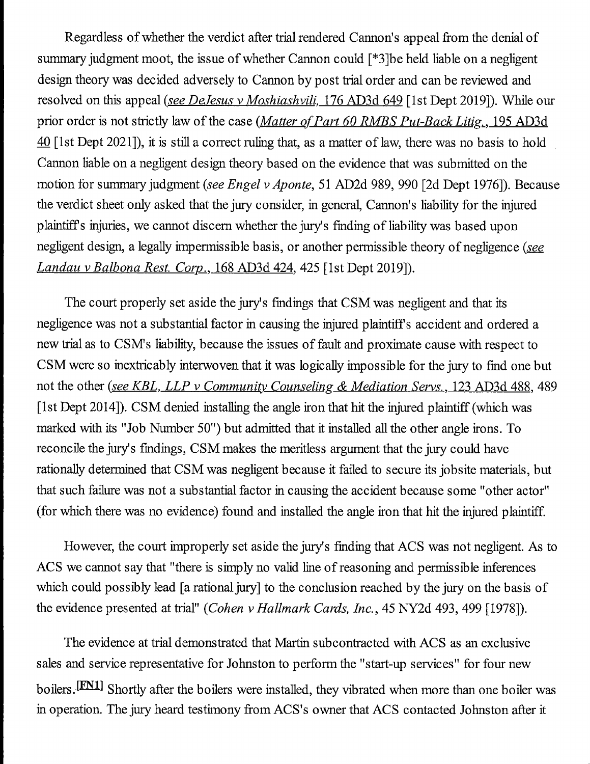Regardless of whether the verdict after trial rendered Cannon's appeal from the denial of summary judgment moot, the issue of whether Cannon could [*3]be held liable on a negligent design theory was decided adversely to Cannon by post trial order and can be reviewed and resolved on this appeal (*see DeJesus v Moshiashvili*, 176 AD3d 649 [1st Dept 2019]). While our prior order is not strictly law of the case (*Matter of Part 60 RMBS Put-Back Litig.*, 195 AD3d 40 [1st Dept 2021]), it is still a correct ruling that, as a matter of law, there was no basis to hold Cannon liable on a negligent design theory based on the evidence that was submitted on the motion for summary judgment (*see Engel v Aponte*, 51 AD2d 989, 990 [2d Dept 1976]). Because the verdict sheet only asked that the jury consider, in general, Cannon's liability for the injured plaintiff's injuries, we cannot discern whether the jury's finding of liability was based upon negligent design, a legally impermissible basis, or another permissible theory of negligence (*see Landau v Balbona Rest. Corp.*, 168 AD3d 424, 425 [1st Dept 2019]).

The court properly set aside the jury's findings that CSM was negligent and that its negligence was not a substantial factor in causing the injured plaintiff's accident and ordered a new trial as to CSM's liability, because the issues of fault and proximate cause with respect to CSM were so inextricably interwoven that it was logically impossible for the jury to find one but not the other (*see KBL, LLP v Community Counseling & Mediation Servs.*, 123 AD3d 488, 489 [1st Dept 2014]). CSM denied installing the angle iron that hit the injured plaintiff (which was marked with its "Job Number 50") but admitted that it installed all the other angle irons. To reconcile the jury's findings, CSM makes the meritless argument that the jury could have rationally determined that CSM was negligent because it failed to secure its jobsite materials, but that such failure was not a substantial factor in causing the accident because some "other actor" (for which there was no evidence) found and installed the angle iron that hit the injured plaintiff.

However, the court improperly set aside the jury's finding that ACS was not negligent. As to ACS we cannot say that "there is simply no valid line of reasoning and permissible inferences which could possibly lead [a rational jury] to the conclusion reached by the jury on the basis of the evidence presented at trial" (*Cohen v Hallmark Cards, Inc.*, 45 NY2d 493, 499 [1978]).

The evidence at trial demonstrated that Martin subcontracted with ACS as an exclusive sales and service representative for Johnston to perform the "start-up services" for four new boilers.[FN1] Shortly after the boilers were installed, they vibrated when more than one boiler was in operation. The jury heard testimony from ACS's owner that ACS contacted Johnston after it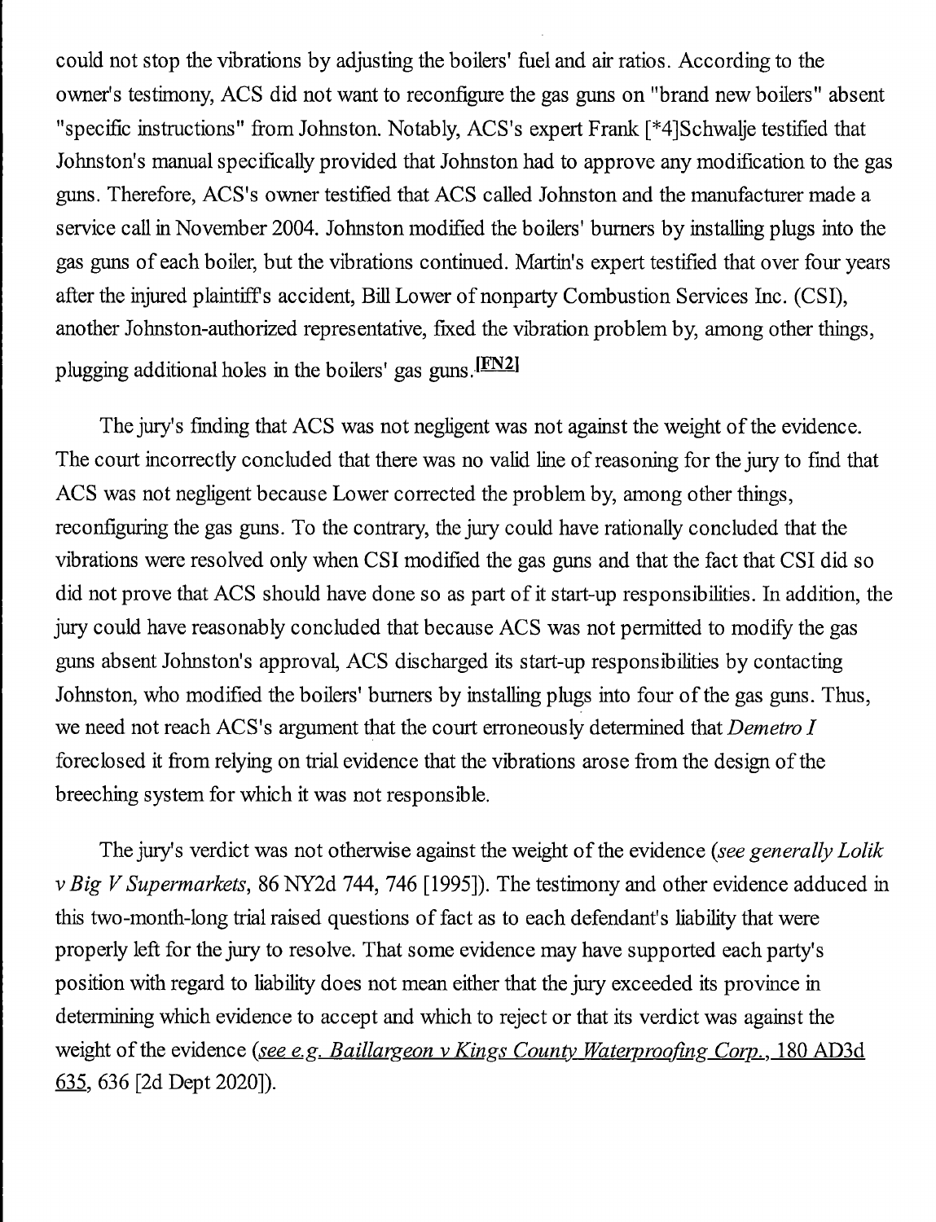could not stop the vibrations by adjusting the boilers' fuel and air ratios. According to the owner's testimony, ACS did not want to reconfigure the gas guns on "brand new boilers" absent "specific instructions" from Johnston. Notably, ACS's expert Frank [*4]Schwalje testified that Johnston's manual specifically provided that Johnston had to approve any modification to the gas guns. Therefore, ACS's owner testified that ACS called Johnston and the manufacturer made a service call in November 2004. Johnston modified the boilers' burners by installing plugs into the gas guns of each boiler, but the vibrations continued. Martin's expert testified that over four years after the injured plaintiff's accident, Bill Lower of nonparty Combustion Services Inc. (CSI), another Johnston-authorized representative, fixed the vibration problem by, among other things, plugging additional holes in the boilers' gas guns.[FN2]

The jury's finding that ACS was not negligent was not against the weight of the evidence. The court incorrectly concluded that there was no valid line of reasoning for the jury to find that ACS was not negligent because Lower corrected the problem by, among other things, reconfiguring the gas guns. To the contrary, the jury could have rationally concluded that the vibrations were resolved only when CSI modified the gas guns and that the fact that CSI did so did not prove that ACS should have done so as part of it start-up responsibilities. In addition, the jury could have reasonably concluded that because ACS was not permitted to modify the gas guns absent Johnston's approval, ACS discharged its start-up responsibilities by contacting Johnston, who modified the boilers' burners by installing plugs into four of the gas guns. Thus, we need not reach ACS's argument that the court erroneously determined that *Demetro I* foreclosed it from relying on trial evidence that the vibrations arose from the design of the breeching system for which it was not responsible.

The jury's verdict was not otherwise against the weight of the evidence (*see generally Lolik v Big V Supermarkets*, 86 NY2d 744, 746 [1995]). The testimony and other evidence adduced in this two-month-long trial raised questions of fact as to each defendant's liability that were properly left for the jury to resolve. That some evidence may have supported each party's position with regard to liability does not mean either that the jury exceeded its province in determining which evidence to accept and which to reject or that its verdict was against the weight of the evidence (*see e.g. Baillargeon v Kings County Waterproofing Corp.*, 180 AD3d 635, 636 [2d Dept 2020]).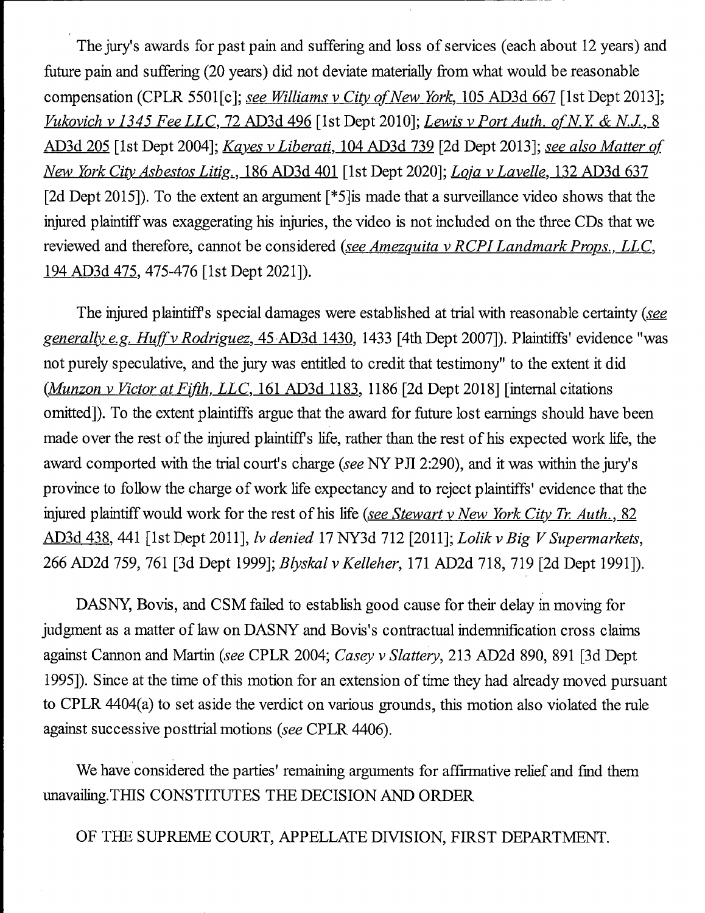The jury's awards for past pain and suffering and loss of services (each about 12 years) and future pain and suffering (20 years) did not deviate materially from what would be reasonable compensation (CPLR 5501[c]; *see Williams v City of New York*, 105 AD3d 667 [1st Dept 2013]; *Vukovich v 1345 Fee LLC*, 72 AD3d 496 [1st Dept 2010]; *Lewis v Port Auth. of N.Y. & N.J.*, 8 AD3d 205 [1st Dept 2004]; *Kayes v Liberati*, 104 AD3d 739 [2d Dept 2013]; *see also Matter of New York City Asbestos Litig.*, 186 AD3d 401 [1st Dept 2020]; *Loja v Lavelle*, 132 AD3d 637 [2d Dept 2015]). To the extent an argument [*5]is made that a surveillance video shows that the injured plaintiff was exaggerating his injuries, the video is not included on the three CDs that we reviewed and therefore, cannot be considered (*see Amezquita v RCPI Landmark Props., LLC*, 194 AD3d 475, 475-476 [1st Dept 2021]).

The injured plaintiff's special damages were established at trial with reasonable certainty (*see generally e.g. Huff v Rodriguez*, 45 AD3d 1430, 1433 [4th Dept 2007]). Plaintiffs' evidence "was not purely speculative, and the jury was entitled to credit that testimony" to the extent it did (*Munzon v Victor at Fifth, LLC*, 161 AD3d 1183, 1186 [2d Dept 2018] [internal citations omitted]). To the extent plaintiffs argue that the award for future lost earnings should have been made over the rest of the injured plaintiff's life, rather than the rest of his expected work life, the award comported with the trial court's charge (*see* NY PJI 2:290), and it was within the jury's province to follow the charge of work life expectancy and to reject plaintiffs' evidence that the injured plaintiff would work for the rest of his life (*see Stewart v New York City Tr. Auth.*, 82 AD3d 438, 441 [1st Dept 2011], *lv denied* 17 NY3d 712 [2011]; *Lolik v Big V Supermarkets*, 266 AD2d 759, 761 [3d Dept 1999]; *Blyskal v Kelleher*, 171 AD2d 718, 719 [2d Dept 1991]).

DASNY, Bovis, and CSM failed to establish good cause for their delay in moving for judgment as a matter of law on DASNY and Bovis's contractual indemnification cross claims against Cannon and Martin (*see* CPLR 2004; *Casey v Slattery*, 213 AD2d 890, 891 [3d Dept 1995]). Since at the time of this motion for an extension of time they had already moved pursuant to CPLR 4404(a) to set aside the verdict on various grounds, this motion also violated the rule against successive posttrial motions (*see* CPLR 4406).

We have considered the parties' remaining arguments for affirmative relief and find them unavailing.THIS CONSTITUTES THE DECISION AND ORDER

OF THE SUPREME COURT, APPELLATE DIVISION, FIRST DEPARTMENT.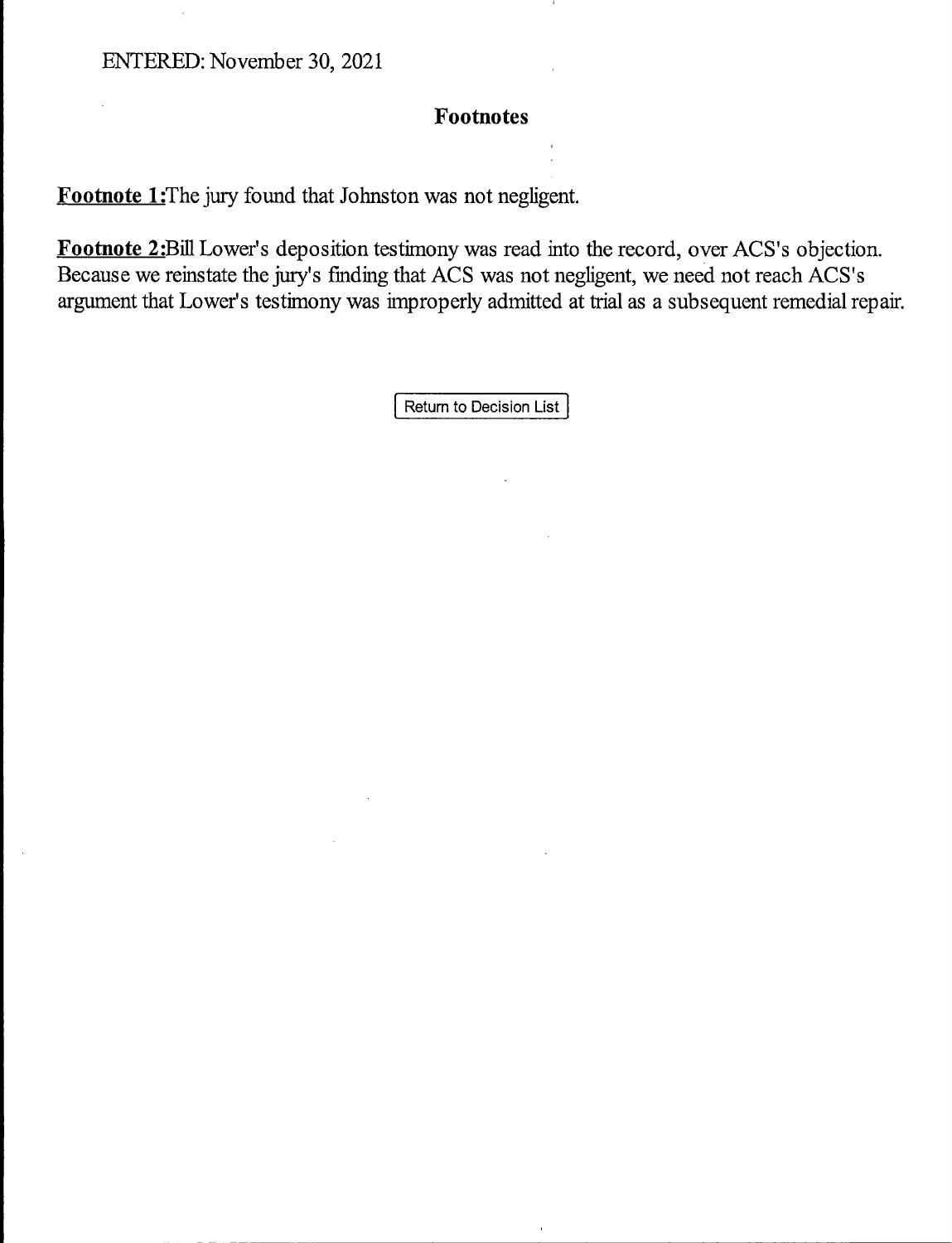ENTERED: November 30, 2021

## Footnotes

**Footnote 1:** The jury found that Johnston was not negligent.

**Footnote 2:** Bill Lower's deposition testimony was read into the record, over ACS's objection. Because we reinstate the jury's finding that ACS was not negligent, we need not reach ACS's argument that Lower's testimony was improperly admitted at trial as a subsequent remedial repair.

Return to Decision List